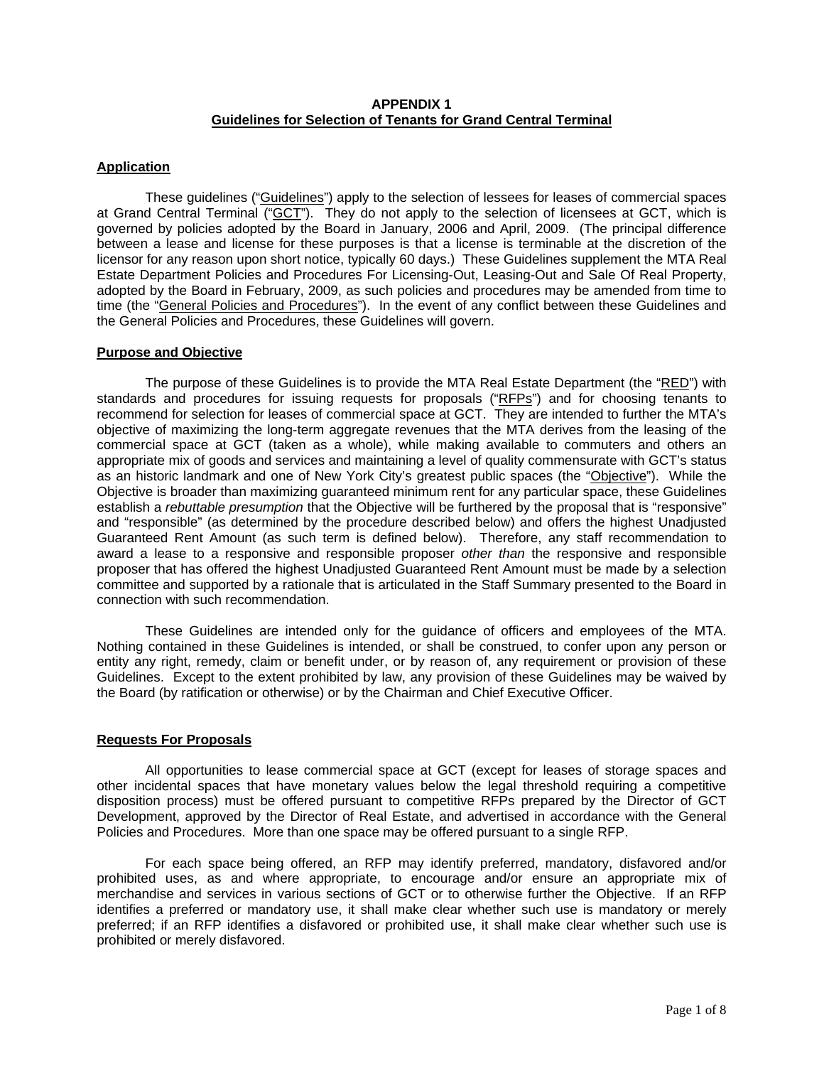**APPENDIX 1**
**Guidelines for Selection of Tenants for Grand Central Terminal**

## Application

These guidelines ("Guidelines") apply to the selection of lessees for leases of commercial spaces at Grand Central Terminal ("GCT"). They do not apply to the selection of licensees at GCT, which is governed by policies adopted by the Board in January, 2006 and April, 2009. (The principal difference between a lease and license for these purposes is that a license is terminable at the discretion of the licensor for any reason upon short notice, typically 60 days.) These Guidelines supplement the MTA Real Estate Department Policies and Procedures For Licensing-Out, Leasing-Out and Sale Of Real Property, adopted by the Board in February, 2009, as such policies and procedures may be amended from time to time (the "General Policies and Procedures"). In the event of any conflict between these Guidelines and the General Policies and Procedures, these Guidelines will govern.

## Purpose and Objective

The purpose of these Guidelines is to provide the MTA Real Estate Department (the "RED") with standards and procedures for issuing requests for proposals ("RFPs") and for choosing tenants to recommend for selection for leases of commercial space at GCT. They are intended to further the MTA's objective of maximizing the long-term aggregate revenues that the MTA derives from the leasing of the commercial space at GCT (taken as a whole), while making available to commuters and others an appropriate mix of goods and services and maintaining a level of quality commensurate with GCT's status as an historic landmark and one of New York City's greatest public spaces (the "Objective"). While the Objective is broader than maximizing guaranteed minimum rent for any particular space, these Guidelines establish a *rebuttable presumption* that the Objective will be furthered by the proposal that is "responsive" and "responsible" (as determined by the procedure described below) and offers the highest Unadjusted Guaranteed Rent Amount (as such term is defined below). Therefore, any staff recommendation to award a lease to a responsive and responsible proposer *other than* the responsive and responsible proposer that has offered the highest Unadjusted Guaranteed Rent Amount must be made by a selection committee and supported by a rationale that is articulated in the Staff Summary presented to the Board in connection with such recommendation.

These Guidelines are intended only for the guidance of officers and employees of the MTA. Nothing contained in these Guidelines is intended, or shall be construed, to confer upon any person or entity any right, remedy, claim or benefit under, or by reason of, any requirement or provision of these Guidelines. Except to the extent prohibited by law, any provision of these Guidelines may be waived by the Board (by ratification or otherwise) or by the Chairman and Chief Executive Officer.

## Requests For Proposals

All opportunities to lease commercial space at GCT (except for leases of storage spaces and other incidental spaces that have monetary values below the legal threshold requiring a competitive disposition process) must be offered pursuant to competitive RFPs prepared by the Director of GCT Development, approved by the Director of Real Estate, and advertised in accordance with the General Policies and Procedures. More than one space may be offered pursuant to a single RFP.

For each space being offered, an RFP may identify preferred, mandatory, disfavored and/or prohibited uses, as and where appropriate, to encourage and/or ensure an appropriate mix of merchandise and services in various sections of GCT or to otherwise further the Objective. If an RFP identifies a preferred or mandatory use, it shall make clear whether such use is mandatory or merely preferred; if an RFP identifies a disfavored or prohibited use, it shall make clear whether such use is prohibited or merely disfavored.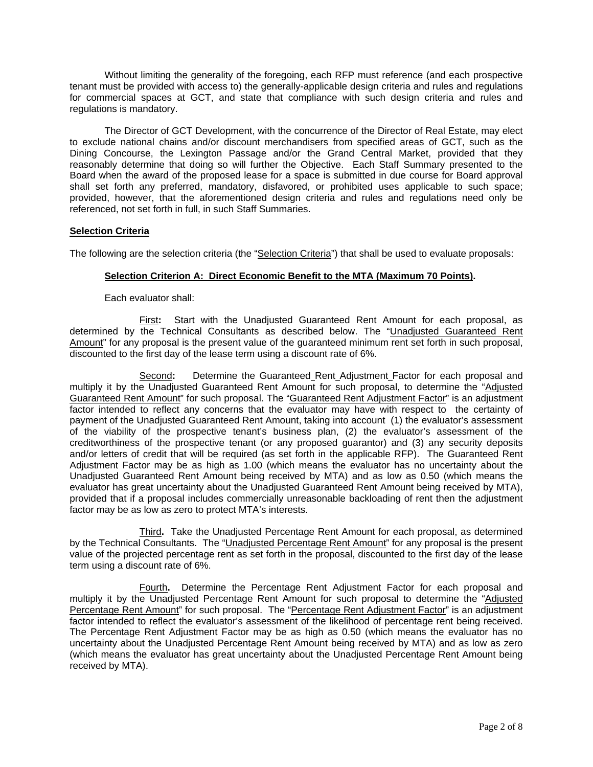Without limiting the generality of the foregoing, each RFP must reference (and each prospective tenant must be provided with access to) the generally-applicable design criteria and rules and regulations for commercial spaces at GCT, and state that compliance with such design criteria and rules and regulations is mandatory.

The Director of GCT Development, with the concurrence of the Director of Real Estate, may elect to exclude national chains and/or discount merchandisers from specified areas of GCT, such as the Dining Concourse, the Lexington Passage and/or the Grand Central Market, provided that they reasonably determine that doing so will further the Objective. Each Staff Summary presented to the Board when the award of the proposed lease for a space is submitted in due course for Board approval shall set forth any preferred, mandatory, disfavored, or prohibited uses applicable to such space; provided, however, that the aforementioned design criteria and rules and regulations need only be referenced, not set forth in full, in such Staff Summaries.

**Selection Criteria**

The following are the selection criteria (the "Selection Criteria") that shall be used to evaluate proposals:

**Selection Criterion A: Direct Economic Benefit to the MTA (Maximum 70 Points).**

Each evaluator shall:

First**:** Start with the Unadjusted Guaranteed Rent Amount for each proposal, as determined by the Technical Consultants as described below. The "Unadjusted Guaranteed Rent Amount" for any proposal is the present value of the guaranteed minimum rent set forth in such proposal, discounted to the first day of the lease term using a discount rate of 6%.

Second**:** Determine the Guaranteed Rent Adjustment Factor for each proposal and multiply it by the Unadjusted Guaranteed Rent Amount for such proposal, to determine the "Adjusted Guaranteed Rent Amount" for such proposal. The "Guaranteed Rent Adjustment Factor" is an adjustment factor intended to reflect any concerns that the evaluator may have with respect to the certainty of payment of the Unadjusted Guaranteed Rent Amount, taking into account (1) the evaluator's assessment of the viability of the prospective tenant's business plan, (2) the evaluator's assessment of the creditworthiness of the prospective tenant (or any proposed guarantor) and (3) any security deposits and/or letters of credit that will be required (as set forth in the applicable RFP). The Guaranteed Rent Adjustment Factor may be as high as 1.00 (which means the evaluator has no uncertainty about the Unadjusted Guaranteed Rent Amount being received by MTA) and as low as 0.50 (which means the evaluator has great uncertainty about the Unadjusted Guaranteed Rent Amount being received by MTA), provided that if a proposal includes commercially unreasonable backloading of rent then the adjustment factor may be as low as zero to protect MTA's interests.

Third**.** Take the Unadjusted Percentage Rent Amount for each proposal, as determined by the Technical Consultants. The "Unadjusted Percentage Rent Amount" for any proposal is the present value of the projected percentage rent as set forth in the proposal, discounted to the first day of the lease term using a discount rate of 6%.

Fourth**.** Determine the Percentage Rent Adjustment Factor for each proposal and multiply it by the Unadjusted Percentage Rent Amount for such proposal to determine the "Adjusted Percentage Rent Amount" for such proposal. The "Percentage Rent Adjustment Factor" is an adjustment factor intended to reflect the evaluator's assessment of the likelihood of percentage rent being received. The Percentage Rent Adjustment Factor may be as high as 0.50 (which means the evaluator has no uncertainty about the Unadjusted Percentage Rent Amount being received by MTA) and as low as zero (which means the evaluator has great uncertainty about the Unadjusted Percentage Rent Amount being received by MTA).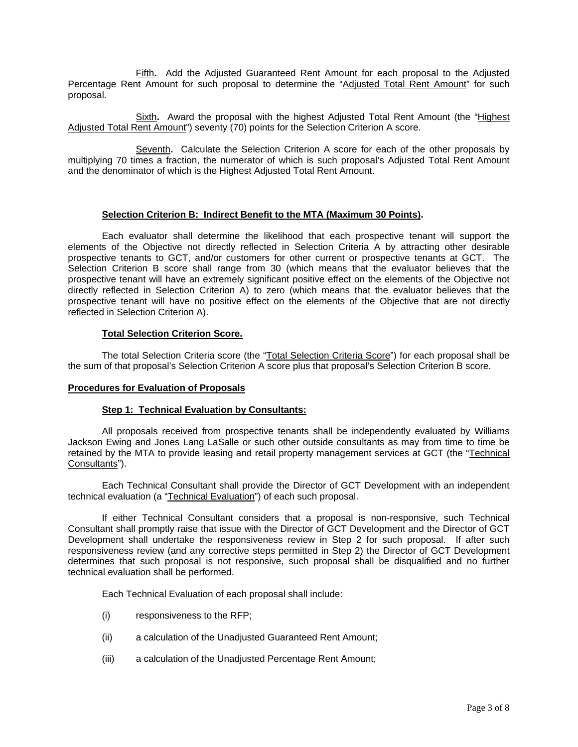Fifth**.** Add the Adjusted Guaranteed Rent Amount for each proposal to the Adjusted Percentage Rent Amount for such proposal to determine the "Adjusted Total Rent Amount" for such proposal.

Sixth**.** Award the proposal with the highest Adjusted Total Rent Amount (the "Highest Adjusted Total Rent Amount") seventy (70) points for the Selection Criterion A score.

Seventh**.** Calculate the Selection Criterion A score for each of the other proposals by multiplying 70 times a fraction, the numerator of which is such proposal's Adjusted Total Rent Amount and the denominator of which is the Highest Adjusted Total Rent Amount.

**Selection Criterion B: Indirect Benefit to the MTA (Maximum 30 Points).**

Each evaluator shall determine the likelihood that each prospective tenant will support the elements of the Objective not directly reflected in Selection Criteria A by attracting other desirable prospective tenants to GCT, and/or customers for other current or prospective tenants at GCT. The Selection Criterion B score shall range from 30 (which means that the evaluator believes that the prospective tenant will have an extremely significant positive effect on the elements of the Objective not directly reflected in Selection Criterion A) to zero (which means that the evaluator believes that the prospective tenant will have no positive effect on the elements of the Objective that are not directly reflected in Selection Criterion A).

**Total Selection Criterion Score.**

The total Selection Criteria score (the "Total Selection Criteria Score") for each proposal shall be the sum of that proposal's Selection Criterion A score plus that proposal's Selection Criterion B score.

**Procedures for Evaluation of Proposals**

**Step 1: Technical Evaluation by Consultants:**

All proposals received from prospective tenants shall be independently evaluated by Williams Jackson Ewing and Jones Lang LaSalle or such other outside consultants as may from time to time be retained by the MTA to provide leasing and retail property management services at GCT (the "Technical Consultants").

Each Technical Consultant shall provide the Director of GCT Development with an independent technical evaluation (a "Technical Evaluation") of each such proposal.

If either Technical Consultant considers that a proposal is non-responsive, such Technical Consultant shall promptly raise that issue with the Director of GCT Development and the Director of GCT Development shall undertake the responsiveness review in Step 2 for such proposal. If after such responsiveness review (and any corrective steps permitted in Step 2) the Director of GCT Development determines that such proposal is not responsive, such proposal shall be disqualified and no further technical evaluation shall be performed.

Each Technical Evaluation of each proposal shall include:

(i) responsiveness to the RFP;

(ii) a calculation of the Unadjusted Guaranteed Rent Amount;

(iii) a calculation of the Unadjusted Percentage Rent Amount;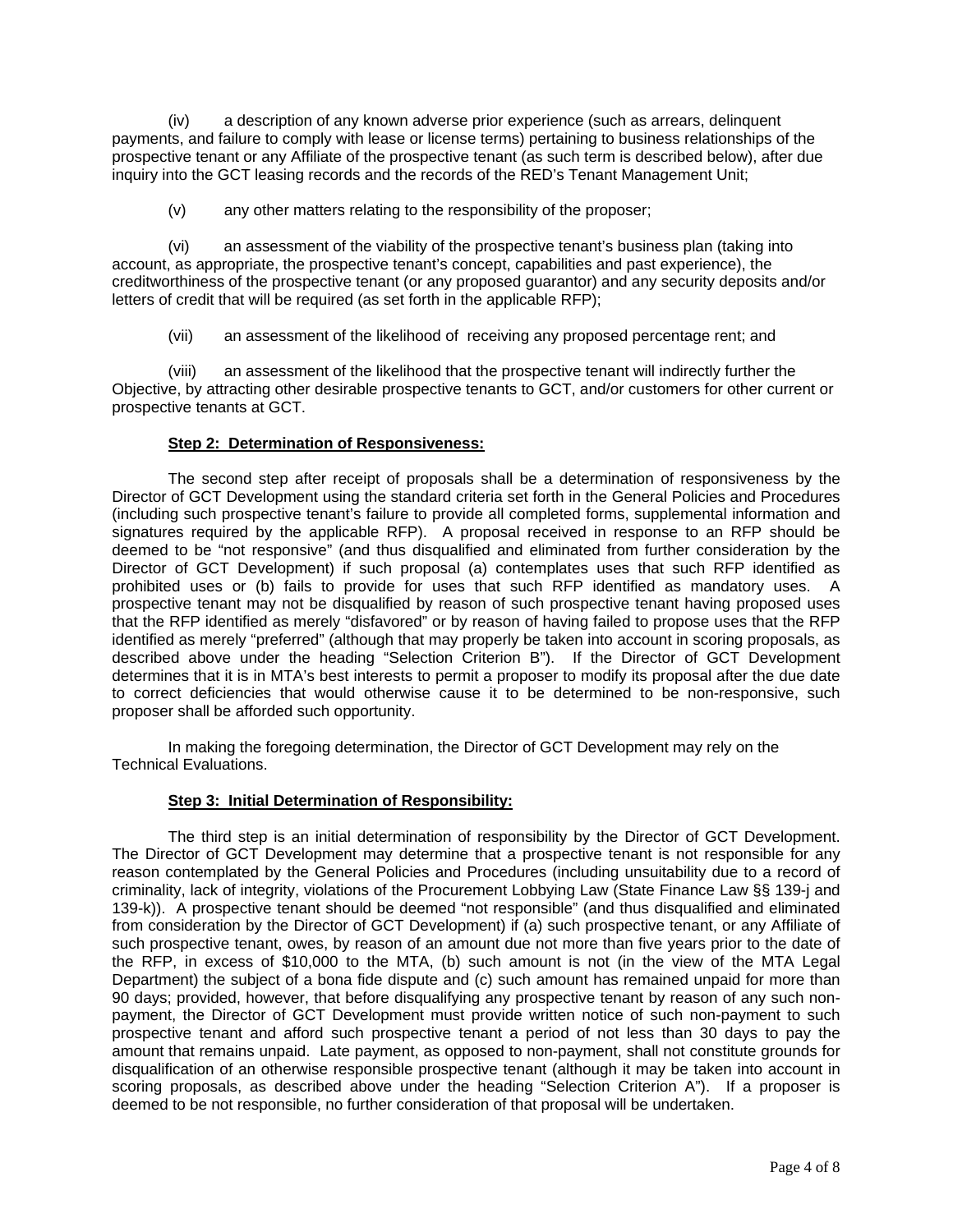(iv) a description of any known adverse prior experience (such as arrears, delinquent payments, and failure to comply with lease or license terms) pertaining to business relationships of the prospective tenant or any Affiliate of the prospective tenant (as such term is described below), after due inquiry into the GCT leasing records and the records of the RED's Tenant Management Unit;

(v) any other matters relating to the responsibility of the proposer;

(vi) an assessment of the viability of the prospective tenant's business plan (taking into account, as appropriate, the prospective tenant's concept, capabilities and past experience), the creditworthiness of the prospective tenant (or any proposed guarantor) and any security deposits and/or letters of credit that will be required (as set forth in the applicable RFP);

(vii) an assessment of the likelihood of receiving any proposed percentage rent; and

(viii) an assessment of the likelihood that the prospective tenant will indirectly further the Objective, by attracting other desirable prospective tenants to GCT, and/or customers for other current or prospective tenants at GCT.

**Step 2: Determination of Responsiveness:**

The second step after receipt of proposals shall be a determination of responsiveness by the Director of GCT Development using the standard criteria set forth in the General Policies and Procedures (including such prospective tenant's failure to provide all completed forms, supplemental information and signatures required by the applicable RFP). A proposal received in response to an RFP should be deemed to be "not responsive" (and thus disqualified and eliminated from further consideration by the Director of GCT Development) if such proposal (a) contemplates uses that such RFP identified as prohibited uses or (b) fails to provide for uses that such RFP identified as mandatory uses. A prospective tenant may not be disqualified by reason of such prospective tenant having proposed uses that the RFP identified as merely "disfavored" or by reason of having failed to propose uses that the RFP identified as merely "preferred" (although that may properly be taken into account in scoring proposals, as described above under the heading "Selection Criterion B"). If the Director of GCT Development determines that it is in MTA's best interests to permit a proposer to modify its proposal after the due date to correct deficiencies that would otherwise cause it to be determined to be non-responsive, such proposer shall be afforded such opportunity.

In making the foregoing determination, the Director of GCT Development may rely on the Technical Evaluations.

**Step 3: Initial Determination of Responsibility:**

The third step is an initial determination of responsibility by the Director of GCT Development. The Director of GCT Development may determine that a prospective tenant is not responsible for any reason contemplated by the General Policies and Procedures (including unsuitability due to a record of criminality, lack of integrity, violations of the Procurement Lobbying Law (State Finance Law §§ 139-j and 139-k)). A prospective tenant should be deemed "not responsible" (and thus disqualified and eliminated from consideration by the Director of GCT Development) if (a) such prospective tenant, or any Affiliate of such prospective tenant, owes, by reason of an amount due not more than five years prior to the date of the RFP, in excess of $10,000 to the MTA, (b) such amount is not (in the view of the MTA Legal Department) the subject of a bona fide dispute and (c) such amount has remained unpaid for more than 90 days; provided, however, that before disqualifying any prospective tenant by reason of any such non-payment, the Director of GCT Development must provide written notice of such non-payment to such prospective tenant and afford such prospective tenant a period of not less than 30 days to pay the amount that remains unpaid. Late payment, as opposed to non-payment, shall not constitute grounds for disqualification of an otherwise responsible prospective tenant (although it may be taken into account in scoring proposals, as described above under the heading "Selection Criterion A"). If a proposer is deemed to be not responsible, no further consideration of that proposal will be undertaken.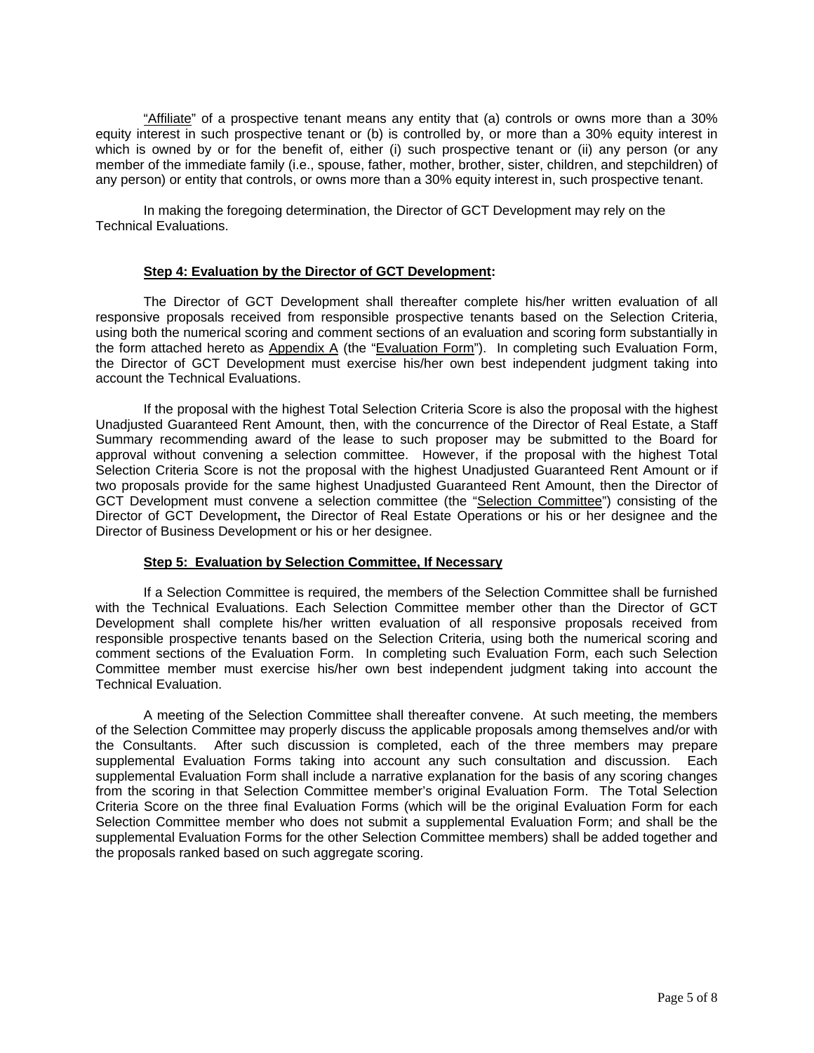"Affiliate" of a prospective tenant means any entity that (a) controls or owns more than a 30% equity interest in such prospective tenant or (b) is controlled by, or more than a 30% equity interest in which is owned by or for the benefit of, either (i) such prospective tenant or (ii) any person (or any member of the immediate family (i.e., spouse, father, mother, brother, sister, children, and stepchildren) of any person) or entity that controls, or owns more than a 30% equity interest in, such prospective tenant.

In making the foregoing determination, the Director of GCT Development may rely on the Technical Evaluations.

### Step 4: Evaluation by the Director of GCT Development:

The Director of GCT Development shall thereafter complete his/her written evaluation of all responsive proposals received from responsible prospective tenants based on the Selection Criteria, using both the numerical scoring and comment sections of an evaluation and scoring form substantially in the form attached hereto as Appendix A (the "Evaluation Form"). In completing such Evaluation Form, the Director of GCT Development must exercise his/her own best independent judgment taking into account the Technical Evaluations.

If the proposal with the highest Total Selection Criteria Score is also the proposal with the highest Unadjusted Guaranteed Rent Amount, then, with the concurrence of the Director of Real Estate, a Staff Summary recommending award of the lease to such proposer may be submitted to the Board for approval without convening a selection committee. However, if the proposal with the highest Total Selection Criteria Score is not the proposal with the highest Unadjusted Guaranteed Rent Amount or if two proposals provide for the same highest Unadjusted Guaranteed Rent Amount, then the Director of GCT Development must convene a selection committee (the "Selection Committee") consisting of the Director of GCT Development**,** the Director of Real Estate Operations or his or her designee and the Director of Business Development or his or her designee.

### Step 5: Evaluation by Selection Committee, If Necessary

If a Selection Committee is required, the members of the Selection Committee shall be furnished with the Technical Evaluations. Each Selection Committee member other than the Director of GCT Development shall complete his/her written evaluation of all responsive proposals received from responsible prospective tenants based on the Selection Criteria, using both the numerical scoring and comment sections of the Evaluation Form. In completing such Evaluation Form, each such Selection Committee member must exercise his/her own best independent judgment taking into account the Technical Evaluation.

A meeting of the Selection Committee shall thereafter convene. At such meeting, the members of the Selection Committee may properly discuss the applicable proposals among themselves and/or with the Consultants. After such discussion is completed, each of the three members may prepare supplemental Evaluation Forms taking into account any such consultation and discussion. Each supplemental Evaluation Form shall include a narrative explanation for the basis of any scoring changes from the scoring in that Selection Committee member's original Evaluation Form. The Total Selection Criteria Score on the three final Evaluation Forms (which will be the original Evaluation Form for each Selection Committee member who does not submit a supplemental Evaluation Form; and shall be the supplemental Evaluation Forms for the other Selection Committee members) shall be added together and the proposals ranked based on such aggregate scoring.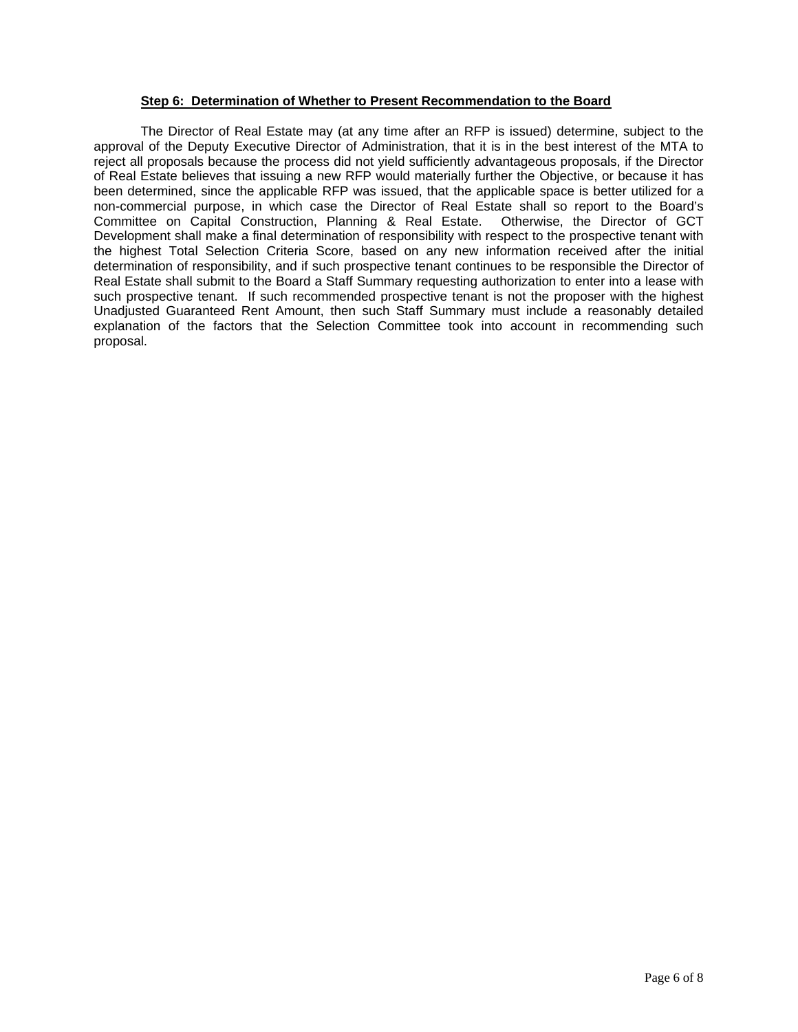**Step 6: Determination of Whether to Present Recommendation to the Board**

The Director of Real Estate may (at any time after an RFP is issued) determine, subject to the approval of the Deputy Executive Director of Administration, that it is in the best interest of the MTA to reject all proposals because the process did not yield sufficiently advantageous proposals, if the Director of Real Estate believes that issuing a new RFP would materially further the Objective, or because it has been determined, since the applicable RFP was issued, that the applicable space is better utilized for a non-commercial purpose, in which case the Director of Real Estate shall so report to the Board's Committee on Capital Construction, Planning & Real Estate. Otherwise, the Director of GCT Development shall make a final determination of responsibility with respect to the prospective tenant with the highest Total Selection Criteria Score, based on any new information received after the initial determination of responsibility, and if such prospective tenant continues to be responsible the Director of Real Estate shall submit to the Board a Staff Summary requesting authorization to enter into a lease with such prospective tenant. If such recommended prospective tenant is not the proposer with the highest Unadjusted Guaranteed Rent Amount, then such Staff Summary must include a reasonably detailed explanation of the factors that the Selection Committee took into account in recommending such proposal.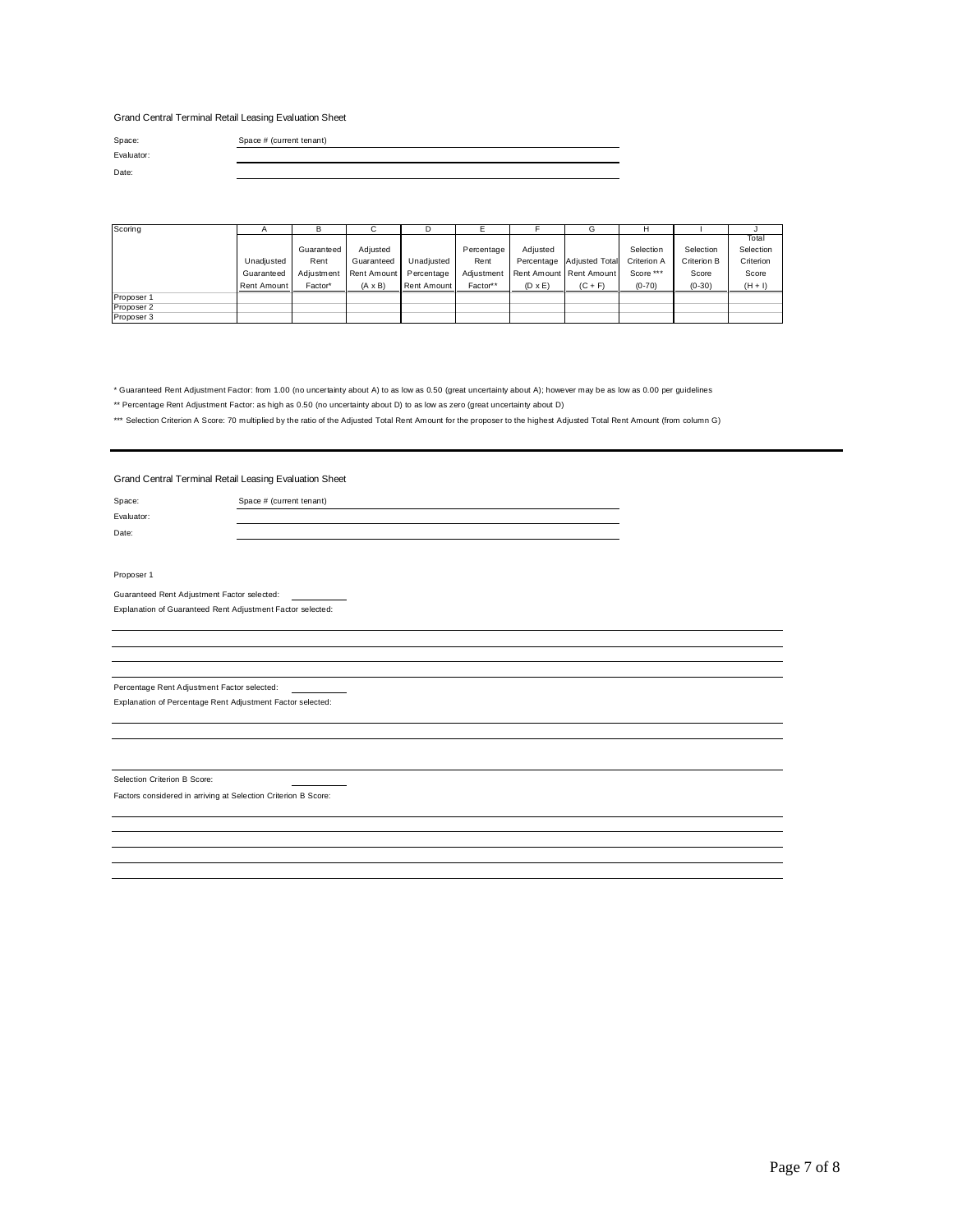Grand Central Terminal Retail Leasing Evaluation Sheet

Space: Space # (current tenant)

Evaluator: ______________________

Date: ______________________

| Scoring | A | B | C | D | E | F | G | H | I | J |
|---|---|---|---|---|---|---|---|---|---|---|
| | Unadjusted Guaranteed Rent Amount | Guaranteed Rent Adjustment Factor* | Adjusted Guaranteed Rent Amount (A x B) | Unadjusted Percentage Rent Amount | Percentage Rent Adjustment Factor** | Adjusted Percentage Rent Amount (D x E) | Adjusted Total Rent Amount (C + F) | Selection Criterion A Score *** (0-70) | Selection Criterion B Score (0-30) | Total Selection Criterion Score (H + I) |
| Proposer 1 | | | | | | | | | | |
| Proposer 2 | | | | | | | | | | |
| Proposer 3 | | | | | | | | | | |

* Guaranteed Rent Adjustment Factor: from 1.00 (no uncertainty about A) to as low as 0.50 (great uncertainty about A); however may be as low as 0.00 per guidelines

** Percentage Rent Adjustment Factor: as high as 0.50 (no uncertainty about D) to as low as zero (great uncertainty about D)

*** Selection Criterion A Score: 70 multiplied by the ratio of the Adjusted Total Rent Amount for the proposer to the highest Adjusted Total Rent Amount (from column G)

---

Grand Central Terminal Retail Leasing Evaluation Sheet

Space: Space # (current tenant)

Evaluator: ______________________

Date: ______________________

Proposer 1

Guaranteed Rent Adjustment Factor selected: __________

Explanation of Guaranteed Rent Adjustment Factor selected:

______________________________________________

______________________________________________

______________________________________________

______________________________________________

Percentage Rent Adjustment Factor selected: __________

Explanation of Percentage Rent Adjustment Factor selected:

______________________________________________

______________________________________________

______________________________________________

Selection Criterion B Score: __________

Factors considered in arriving at Selection Criterion B Score:

______________________________________________

______________________________________________

______________________________________________

______________________________________________

______________________________________________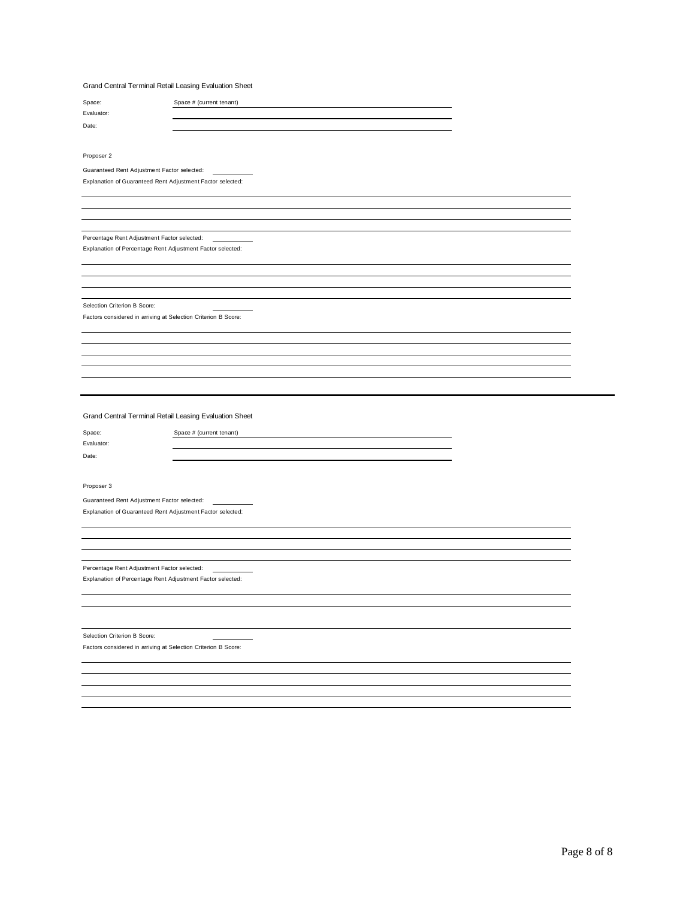Grand Central Terminal Retail Leasing Evaluation Sheet

Space: Space # (current tenant) \_\_\_\_\_\_\_\_\_\_\_\_\_\_\_\_\_\_\_\_\_\_\_\_\_\_\_\_\_\_

Evaluator: \_\_\_\_\_\_\_\_\_\_\_\_\_\_\_\_\_\_\_\_\_\_\_\_\_\_\_\_\_\_

Date: \_\_\_\_\_\_\_\_\_\_\_\_\_\_\_\_\_\_\_\_\_\_\_\_\_\_\_\_\_\_

Proposer 2

Guaranteed Rent Adjustment Factor selected: \_\_\_\_\_\_\_\_\_\_

Explanation of Guaranteed Rent Adjustment Factor selected:

\_\_\_\_\_\_\_\_\_\_\_\_\_\_\_\_\_\_\_\_\_\_\_\_\_\_\_\_\_\_\_\_\_\_\_\_\_\_\_\_\_\_\_\_\_\_\_\_\_\_\_\_\_\_\_\_

\_\_\_\_\_\_\_\_\_\_\_\_\_\_\_\_\_\_\_\_\_\_\_\_\_\_\_\_\_\_\_\_\_\_\_\_\_\_\_\_\_\_\_\_\_\_\_\_\_\_\_\_\_\_\_\_

\_\_\_\_\_\_\_\_\_\_\_\_\_\_\_\_\_\_\_\_\_\_\_\_\_\_\_\_\_\_\_\_\_\_\_\_\_\_\_\_\_\_\_\_\_\_\_\_\_\_\_\_\_\_\_\_

\_\_\_\_\_\_\_\_\_\_\_\_\_\_\_\_\_\_\_\_\_\_\_\_\_\_\_\_\_\_\_\_\_\_\_\_\_\_\_\_\_\_\_\_\_\_\_\_\_\_\_\_\_\_\_\_

Percentage Rent Adjustment Factor selected: \_\_\_\_\_\_\_\_\_\_

Explanation of Percentage Rent Adjustment Factor selected:

\_\_\_\_\_\_\_\_\_\_\_\_\_\_\_\_\_\_\_\_\_\_\_\_\_\_\_\_\_\_\_\_\_\_\_\_\_\_\_\_\_\_\_\_\_\_\_\_\_\_\_\_\_\_\_\_

\_\_\_\_\_\_\_\_\_\_\_\_\_\_\_\_\_\_\_\_\_\_\_\_\_\_\_\_\_\_\_\_\_\_\_\_\_\_\_\_\_\_\_\_\_\_\_\_\_\_\_\_\_\_\_\_

\_\_\_\_\_\_\_\_\_\_\_\_\_\_\_\_\_\_\_\_\_\_\_\_\_\_\_\_\_\_\_\_\_\_\_\_\_\_\_\_\_\_\_\_\_\_\_\_\_\_\_\_\_\_\_\_

\_\_\_\_\_\_\_\_\_\_\_\_\_\_\_\_\_\_\_\_\_\_\_\_\_\_\_\_\_\_\_\_\_\_\_\_\_\_\_\_\_\_\_\_\_\_\_\_\_\_\_\_\_\_\_\_

Selection Criterion B Score: \_\_\_\_\_\_\_\_\_\_

Factors considered in arriving at Selection Criterion B Score:

\_\_\_\_\_\_\_\_\_\_\_\_\_\_\_\_\_\_\_\_\_\_\_\_\_\_\_\_\_\_\_\_\_\_\_\_\_\_\_\_\_\_\_\_\_\_\_\_\_\_\_\_\_\_\_\_

\_\_\_\_\_\_\_\_\_\_\_\_\_\_\_\_\_\_\_\_\_\_\_\_\_\_\_\_\_\_\_\_\_\_\_\_\_\_\_\_\_\_\_\_\_\_\_\_\_\_\_\_\_\_\_\_

\_\_\_\_\_\_\_\_\_\_\_\_\_\_\_\_\_\_\_\_\_\_\_\_\_\_\_\_\_\_\_\_\_\_\_\_\_\_\_\_\_\_\_\_\_\_\_\_\_\_\_\_\_\_\_\_

\_\_\_\_\_\_\_\_\_\_\_\_\_\_\_\_\_\_\_\_\_\_\_\_\_\_\_\_\_\_\_\_\_\_\_\_\_\_\_\_\_\_\_\_\_\_\_\_\_\_\_\_\_\_\_\_

\_\_\_\_\_\_\_\_\_\_\_\_\_\_\_\_\_\_\_\_\_\_\_\_\_\_\_\_\_\_\_\_\_\_\_\_\_\_\_\_\_\_\_\_\_\_\_\_\_\_\_\_\_\_\_\_

---

Grand Central Terminal Retail Leasing Evaluation Sheet

Space: Space # (current tenant) \_\_\_\_\_\_\_\_\_\_\_\_\_\_\_\_\_\_\_\_\_\_\_\_\_\_\_\_\_\_

Evaluator: \_\_\_\_\_\_\_\_\_\_\_\_\_\_\_\_\_\_\_\_\_\_\_\_\_\_\_\_\_\_

Date: \_\_\_\_\_\_\_\_\_\_\_\_\_\_\_\_\_\_\_\_\_\_\_\_\_\_\_\_\_\_

Proposer 3

Guaranteed Rent Adjustment Factor selected: \_\_\_\_\_\_\_\_\_\_

Explanation of Guaranteed Rent Adjustment Factor selected:

\_\_\_\_\_\_\_\_\_\_\_\_\_\_\_\_\_\_\_\_\_\_\_\_\_\_\_\_\_\_\_\_\_\_\_\_\_\_\_\_\_\_\_\_\_\_\_\_\_\_\_\_\_\_\_\_

\_\_\_\_\_\_\_\_\_\_\_\_\_\_\_\_\_\_\_\_\_\_\_\_\_\_\_\_\_\_\_\_\_\_\_\_\_\_\_\_\_\_\_\_\_\_\_\_\_\_\_\_\_\_\_\_

\_\_\_\_\_\_\_\_\_\_\_\_\_\_\_\_\_\_\_\_\_\_\_\_\_\_\_\_\_\_\_\_\_\_\_\_\_\_\_\_\_\_\_\_\_\_\_\_\_\_\_\_\_\_\_\_

\_\_\_\_\_\_\_\_\_\_\_\_\_\_\_\_\_\_\_\_\_\_\_\_\_\_\_\_\_\_\_\_\_\_\_\_\_\_\_\_\_\_\_\_\_\_\_\_\_\_\_\_\_\_\_\_

Percentage Rent Adjustment Factor selected: \_\_\_\_\_\_\_\_\_\_

Explanation of Percentage Rent Adjustment Factor selected:

\_\_\_\_\_\_\_\_\_\_\_\_\_\_\_\_\_\_\_\_\_\_\_\_\_\_\_\_\_\_\_\_\_\_\_\_\_\_\_\_\_\_\_\_\_\_\_\_\_\_\_\_\_\_\_\_

\_\_\_\_\_\_\_\_\_\_\_\_\_\_\_\_\_\_\_\_\_\_\_\_\_\_\_\_\_\_\_\_\_\_\_\_\_\_\_\_\_\_\_\_\_\_\_\_\_\_\_\_\_\_\_\_

\_\_\_\_\_\_\_\_\_\_\_\_\_\_\_\_\_\_\_\_\_\_\_\_\_\_\_\_\_\_\_\_\_\_\_\_\_\_\_\_\_\_\_\_\_\_\_\_\_\_\_\_\_\_\_\_

Selection Criterion B Score: \_\_\_\_\_\_\_\_\_\_

Factors considered in arriving at Selection Criterion B Score:

\_\_\_\_\_\_\_\_\_\_\_\_\_\_\_\_\_\_\_\_\_\_\_\_\_\_\_\_\_\_\_\_\_\_\_\_\_\_\_\_\_\_\_\_\_\_\_\_\_\_\_\_\_\_\_\_

\_\_\_\_\_\_\_\_\_\_\_\_\_\_\_\_\_\_\_\_\_\_\_\_\_\_\_\_\_\_\_\_\_\_\_\_\_\_\_\_\_\_\_\_\_\_\_\_\_\_\_\_\_\_\_\_

\_\_\_\_\_\_\_\_\_\_\_\_\_\_\_\_\_\_\_\_\_\_\_\_\_\_\_\_\_\_\_\_\_\_\_\_\_\_\_\_\_\_\_\_\_\_\_\_\_\_\_\_\_\_\_\_

\_\_\_\_\_\_\_\_\_\_\_\_\_\_\_\_\_\_\_\_\_\_\_\_\_\_\_\_\_\_\_\_\_\_\_\_\_\_\_\_\_\_\_\_\_\_\_\_\_\_\_\_\_\_\_\_

\_\_\_\_\_\_\_\_\_\_\_\_\_\_\_\_\_\_\_\_\_\_\_\_\_\_\_\_\_\_\_\_\_\_\_\_\_\_\_\_\_\_\_\_\_\_\_\_\_\_\_\_\_\_\_\_